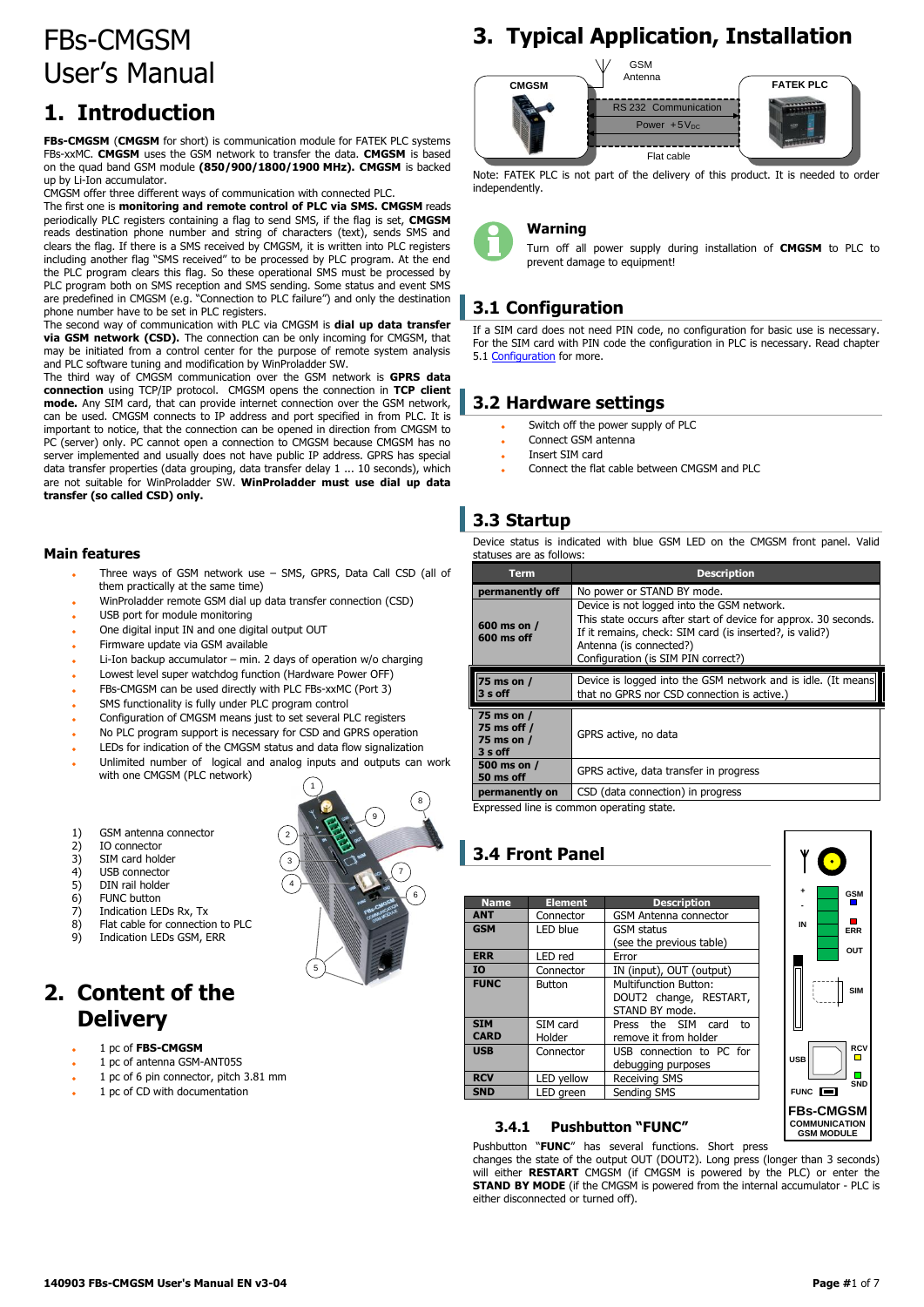# FBs-CMGSM User's Manual

## 1. Introduction

**FBs-CMGSM** (**CMGSM** for short) is communication module for FATEK PLC systems FBs-xxMC. **CMGSM** uses the GSM network to transfer the data. **CMGSM** is based on the quad band GSM module **(850/900/1800/1900 MHz). CMGSM** is backed up by Li-Ion accumulator.

CMGSM offer three different ways of communication with connected PLC.

The first one is **monitoring and remote control of PLC via SMS. CMGSM** reads periodically PLC registers containing a flag to send SMS, if the flag is set, **CMGSM** reads destination phone number and string of characters (text), sends SMS and clears the flag. If there is a SMS received by CMGSM, it is written into PLC registers including another flag "SMS received" to be processed by PLC program. At the end the PLC program clears this flag. So these operational SMS must be processed by PLC program both on SMS reception and SMS sending. Some status and event SMS are predefined in CMGSM (e.g. "Connection to PLC failure") and only the destination phone number have to be set in PLC registers.

The second way of communication with PLC via CMGSM is **dial up data transfer via GSM network (CSD).** The connection can be only incoming for CMGSM, that may be initiated from a control center for the purpose of remote system analysis and PLC software tuning and modification by WinProladder SW.

The third way of CMGSM communication over the GSM network is **GPRS data connection** using TCP/IP protocol. CMGSM opens the connection in **TCP client mode.** Any SIM card, that can provide internet connection over the GSM network, can be used. CMGSM connects to IP address and port specified in from PLC. It is important to notice, that the connection can be opened in direction from CMGSM to PC (server) only. PC cannot open a connection to CMGSM because CMGSM has no server implemented and usually does not have public IP address. GPRS has special data transfer properties (data grouping, data transfer delay 1 ... 10 seconds), which are not suitable for WinProladder SW. **WinProladder must use dial up data transfer (so called CSD) only.**

### Main features

- Three ways of GSM network use – SMS, GPRS, Data Call CSD (all of them practically at the same time)
- WinProladder remote GSM dial up data transfer connection (CSD)
- USB port for module monitoring
- One digital input IN and one digital output OUT
- Firmware update via GSM available
- Li-Ion backup accumulator – min. 2 days of operation w/o charging
- Lowest level super watchdog function (Hardware Power OFF)
- FBs-CMGSM can be used directly with PLC FBs-xxMC (Port 3)
- SMS functionality is fully under PLC program control
- Configuration of CMGSM means just to set several PLC registers
- No PLC program support is necessary for CSD and GPRS operation
- LEDs for indication of the CMGSM status and data flow signalization
- Unlimited number of logical and analog inputs and outputs can work with one CMGSM (PLC network)

1) GSM antenna connector
2) IO connector
3) SIM card holder
4) USB connector
5) DIN rail holder
6) FUNC button
7) Indication LEDs Rx, Tx
8) Flat cable for connection to PLC
9) Indication LEDs GSM, ERR

## 2. Content of the Delivery

- 1 pc of **FBS-CMGSM**
- 1 pc of antenna GSM-ANT05S
- 1 pc of 6 pin connector, pitch 3.81 mm
- 1 pc of CD with documentation

## 3. Typical Application, Installation

CMGSM — GSM Antenna — RS 232 Communication / Power +5$V_{DC}$ — Flat cable — FATEK PLC

Note: FATEK PLC is not part of the delivery of this product. It is needed to order independently.

**Warning**

Turn off all power supply during installation of **CMGSM** to PLC to prevent damage to equipment!

### 3.1 Configuration

If a SIM card does not need PIN code, no configuration for basic use is necessary. For the SIM card with PIN code the configuration in PLC is necessary. Read chapter 5.1 Configuration for more.

### 3.2 Hardware settings

- Switch off the power supply of PLC
- Connect GSM antenna
- Insert SIM card
- Connect the flat cable between CMGSM and PLC

### 3.3 Startup

Device status is indicated with blue GSM LED on the CMGSM front panel. Valid statuses are as follows:

| Term | Description |
|---|---|
| **permanently off** | No power or STAND BY mode. |
| **600 ms on / 600 ms off** | Device is not logged into the GSM network. This state occurs after start of device for approx. 30 seconds. If it remains, check: SIM card (is inserted?, is valid?) Antenna (is connected?) Configuration (is SIM PIN correct?) |
| **75 ms on / 3 s off** | Device is logged into the GSM network and is idle. (It means that no GPRS nor CSD connection is active.) |
| **75 ms on / 75 ms off / 75 ms on / 3 s off** | GPRS active, no data |
| **500 ms on / 50 ms off** | GPRS active, data transfer in progress |
| **permanently on** | CSD (data connection) in progress |

Expressed line is common operating state.

### 3.4 Front Panel

| Name | Element | Description |
|---|---|---|
| **ANT** | Connector | GSM Antenna connector |
| **GSM** | LED blue | GSM status (see the previous table) |
| **ERR** | LED red | Error |
| **IO** | Connector | IN (input), OUT (output) |
| **FUNC** | Button | Multifunction Button: DOUT2 change, RESTART, STAND BY mode. |
| **SIM CARD** | SIM card Holder | Press the SIM card to remove it from holder |
| **USB** | Connector | USB connection to PC for debugging purposes |
| **RCV** | LED yellow | Receiving SMS |
| **SND** | LED green | Sending SMS |

#### 3.4.1 Pushbutton "FUNC"

Pushbutton "**FUNC**" has several functions. Short press changes the state of the output OUT (DOUT2). Long press (longer than 3 seconds) will either **RESTART** CMGSM (if CMGSM is powered by the PLC) or enter the **STAND BY MODE** (if the CMGSM is powered from the internal accumulator - PLC is either disconnected or turned off).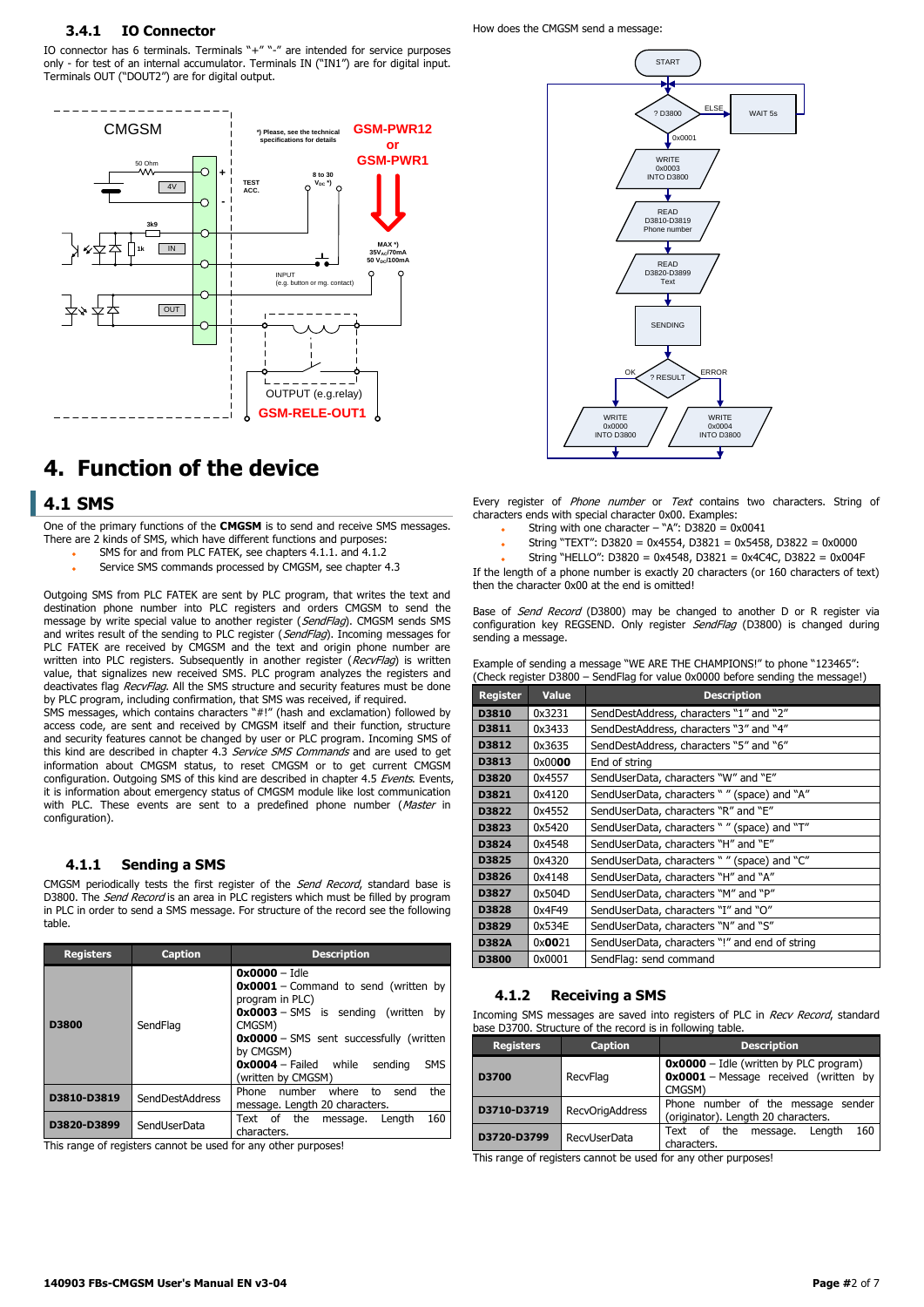### 3.4.1 IO Connector

IO connector has 6 terminals. Terminals "+" "-" are intended for service purposes only - for test of an internal accumulator. Terminals IN ("IN1") are for digital input. Terminals OUT ("DOUT2") are for digital output.

How does the CMGSM send a message:

# 4. Function of the device

## 4.1 SMS

One of the primary functions of the **CMGSM** is to send and receive SMS messages. There are 2 kinds of SMS, which have different functions and purposes:

- SMS for and from PLC FATEK, see chapters 4.1.1. and 4.1.2
- Service SMS commands processed by CMGSM, see chapter 4.3

Outgoing SMS from PLC FATEK are sent by PLC program, that writes the text and destination phone number into PLC registers and orders CMGSM to send the message by write special value to another register (*SendFlag*). CMGSM sends SMS and writes result of the sending to PLC register (*SendFlag*). Incoming messages for PLC FATEK are received by CMGSM and the text and origin phone number are written into PLC registers. Subsequently in another register (*RecvFlag*) is written value, that signalizes new received SMS. PLC program analyzes the registers and deactivates flag *RecvFlag*. All the SMS structure and security features must be done by PLC program, including confirmation, that SMS was received, if required.

SMS messages, which contains characters "#!" (hash and exclamation) followed by access code, are sent and received by CMGSM itself and their function, structure and security features cannot be changed by user or PLC program. Incoming SMS of this kind are described in chapter 4.3 *Service SMS Commands* and are used to get information about CMGSM status, to reset CMGSM or to get current CMGSM configuration. Outgoing SMS of this kind are described in chapter 4.5 *Events*. Events, it is information about emergency status of CMGSM module like lost communication with PLC. These events are sent to a predefined phone number (*Master* in configuration).

### 4.1.1 Sending a SMS

CMGSM periodically tests the first register of the *Send Record*, standard base is D3800. The *Send Record* is an area in PLC registers which must be filled by program in PLC in order to send a SMS message. For structure of the record see the following table.

| Registers | Caption | Description |
|---|---|---|
| D3800 | SendFlag | **0x0000** – Idle<br>**0x0001** – Command to send (written by program in PLC)<br>**0x0003** – SMS is sending (written by CMGSM)<br>**0x0000** – SMS sent successfully (written by CMGSM)<br>**0x0004** – Failed while sending SMS (written by CMGSM) |
| D3810-D3819 | SendDestAddress | Phone number where to send the message. Length 20 characters. |
| D3820-D3899 | SendUserData | Text of the message. Length 160 characters. |

This range of registers cannot be used for any other purposes!

Every register of *Phone number* or *Text* contains two characters. String of characters ends with special character 0x00. Examples:

- String with one character – "A": D3820 = 0x0041
- String "TEXT": D3820 = 0x4554, D3821 = 0x5458, D3822 = 0x0000
- String "HELLO": D3820 = 0x4548, D3821 = 0x4C4C, D3822 = 0x004F

If the length of a phone number is exactly 20 characters (or 160 characters of text) then the character 0x00 at the end is omitted!

Base of *Send Record* (D3800) may be changed to another D or R register via configuration key REGSEND. Only register *SendFlag* (D3800) is changed during sending a message.

Example of sending a message "WE ARE THE CHAMPIONS!" to phone "123465":
(Check register D3800 – SendFlag for value 0x0000 before sending the message!)

| Register | Value | Description |
|---|---|---|
| D3810 | 0x3231 | SendDestAddress, characters "1" and "2" |
| D3811 | 0x3433 | SendDestAddress, characters "3" and "4" |
| D3812 | 0x3635 | SendDestAddress, characters "5" and "6" |
| D3813 | 0x00**00** | End of string |
| D3820 | 0x4557 | SendUserData, characters "W" and "E" |
| D3821 | 0x4120 | SendUserData, characters " " (space) and "A" |
| D3822 | 0x4552 | SendUserData, characters "R" and "E" |
| D3823 | 0x5420 | SendUserData, characters " " (space) and "T" |
| D3824 | 0x4548 | SendUserData, characters "H" and "E" |
| D3825 | 0x4320 | SendUserData, characters " " (space) and "C" |
| D3826 | 0x4148 | SendUserData, characters "H" and "A" |
| D3827 | 0x504D | SendUserData, characters "M" and "P" |
| D3828 | 0x4F49 | SendUserData, characters "I" and "O" |
| D3829 | 0x534E | SendUserData, characters "N" and "S" |
| D382A | 0x**00**21 | SendUserData, characters "!" and end of string |
| D3800 | 0x0001 | SendFlag: send command |

### 4.1.2 Receiving a SMS

Incoming SMS messages are saved into registers of PLC in *Recv Record*, standard base D3700. Structure of the record is in following table.

| Registers | Caption | Description |
|---|---|---|
| D3700 | RecvFlag | **0x0000** – Idle (written by PLC program)<br>**0x0001** – Message received (written by CMGSM) |
| D3710-D3719 | RecvOrigAddress | Phone number of the message sender (originator). Length 20 characters. |
| D3720-D3799 | RecvUserData | Text of the message. Length 160 characters. |

This range of registers cannot be used for any other purposes!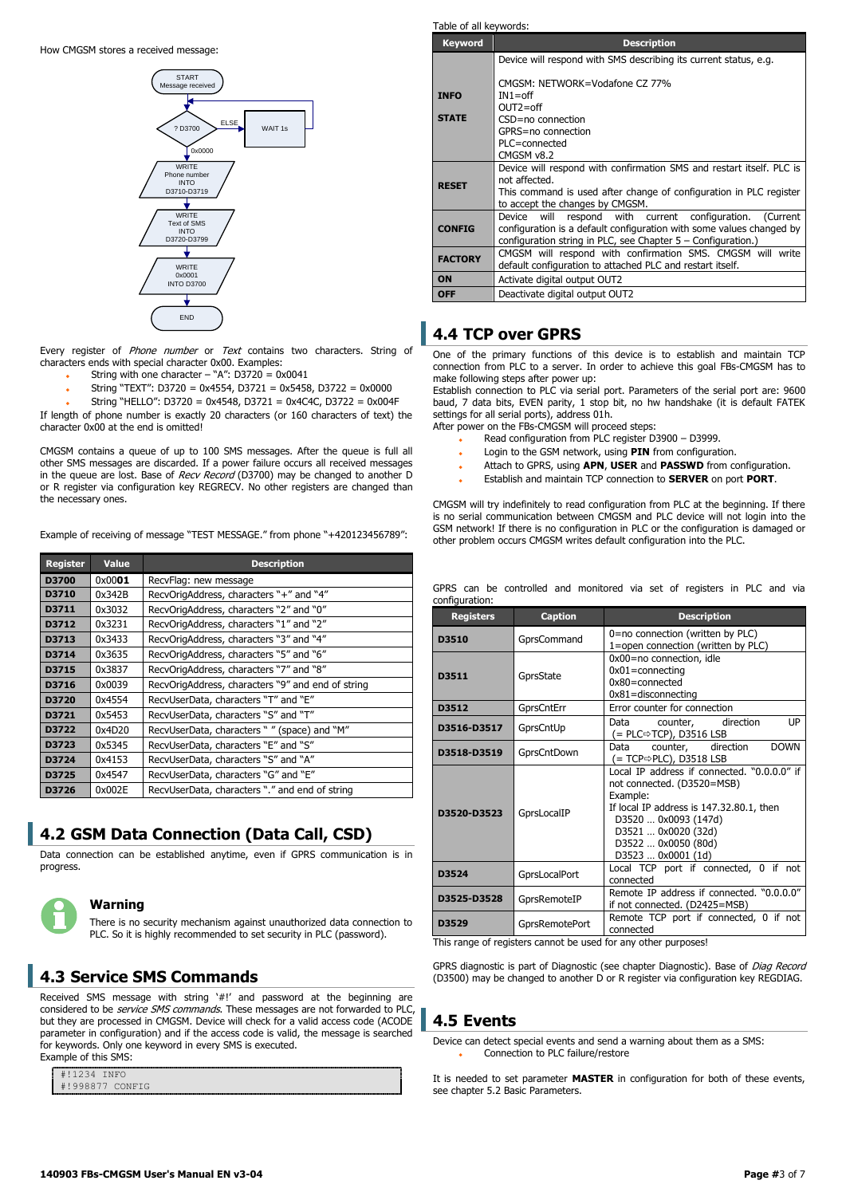How CMGSM stores a received message:

Every register of *Phone number* or *Text* contains two characters. String of characters ends with special character 0x00. Examples:

- String with one character – "A": D3720 = 0x0041
- String "TEXT": D3720 = 0x4554, D3721 = 0x5458, D3722 = 0x0000
- String "HELLO": D3720 = 0x4548, D3721 = 0x4C4C, D3722 = 0x004F

If length of phone number is exactly 20 characters (or 160 characters of text) the character 0x00 at the end is omitted!

CMGSM contains a queue of up to 100 SMS messages. After the queue is full all other SMS messages are discarded. If a power failure occurs all received messages in the queue are lost. Base of *Recv Record* (D3700) may be changed to another D or R register via configuration key REGRECV. No other registers are changed than the necessary ones.

Example of receiving of message "TEST MESSAGE." from phone "+420123456789":

| Register | Value | Description |
|---|---|---|
| D3700 | 0x00**01** | RecvFlag: new message |
| D3710 | 0x342B | RecvOrigAddress, characters "+" and "4" |
| D3711 | 0x3032 | RecvOrigAddress, characters "2" and "0" |
| D3712 | 0x3231 | RecvOrigAddress, characters "1" and "2" |
| D3713 | 0x3433 | RecvOrigAddress, characters "3" and "4" |
| D3714 | 0x3635 | RecvOrigAddress, characters "5" and "6" |
| D3715 | 0x3837 | RecvOrigAddress, characters "7" and "8" |
| D3716 | 0x0039 | RecvOrigAddress, characters "9" and end of string |
| D3720 | 0x4554 | RecvUserData, characters "T" and "E" |
| D3721 | 0x5453 | RecvUserData, characters "S" and "T" |
| D3722 | 0x4D20 | RecvUserData, characters " " (space) and "M" |
| D3723 | 0x5345 | RecvUserData, characters "E" and "S" |
| D3724 | 0x4153 | RecvUserData, characters "S" and "A" |
| D3725 | 0x4547 | RecvUserData, characters "G" and "E" |
| D3726 | 0x002E | RecvUserData, characters "." and end of string |

## 4.2 GSM Data Connection (Data Call, CSD)

Data connection can be established anytime, even if GPRS communication is in progress.

**Warning**

There is no security mechanism against unauthorized data connection to PLC. So it is highly recommended to set security in PLC (password).

## 4.3 Service SMS Commands

Received SMS message with string '#!' and password at the beginning are considered to be *service SMS commands*. These messages are not forwarded to PLC, but they are processed in CMGSM. Device will check for a valid access code (ACODE parameter in configuration) and if the access code is valid, the message is searched for keywords. Only one keyword in every SMS is executed.
Example of this SMS:

```
#!1234 INFO
#!998877 CONFIG
```

Table of all keywords:

| Keyword | Description |
|---|---|
| INFO<br>STATE | Device will respond with SMS describing its current status, e.g.<br><br>CMGSM: NETWORK=Vodafone CZ 77%<br>IN1=off<br>OUT2=off<br>CSD=no connection<br>GPRS=no connection<br>PLC=connected<br>CMGSM v8.2 |
| RESET | Device will respond with confirmation SMS and restart itself. PLC is not affected.<br>This command is used after change of configuration in PLC register to accept the changes by CMGSM. |
| CONFIG | Device will respond with current configuration. (Current configuration is a default configuration with some values changed by configuration string in PLC, see Chapter 5 – Configuration.) |
| FACTORY | CMGSM will respond with confirmation SMS. CMGSM will write default configuration to attached PLC and restart itself. |
| ON | Activate digital output OUT2 |
| OFF | Deactivate digital output OUT2 |

## 4.4 TCP over GPRS

One of the primary functions of this device is to establish and maintain TCP connection from PLC to a server. In order to achieve this goal FBs-CMGSM has to make following steps after power up:
Establish connection to PLC via serial port. Parameters of the serial port are: 9600 baud, 7 data bits, EVEN parity, 1 stop bit, no hw handshake (it is default FATEK settings for all serial ports), address 01h.
After power on the FBs-CMGSM will proceed steps:

- Read configuration from PLC register D3900 – D3999.
- Login to the GSM network, using **PIN** from configuration.
- Attach to GPRS, using **APN**, **USER** and **PASSWD** from configuration.
- Establish and maintain TCP connection to **SERVER** on port **PORT**.

CMGSM will try indefinitely to read configuration from PLC at the beginning. If there is no serial communication between CMGSM and PLC device will not login into the GSM network! If there is no configuration in PLC or the configuration is damaged or other problem occurs CMGSM writes default configuration into the PLC.

GPRS can be controlled and monitored via set of registers in PLC and via configuration:

| Registers | Caption | Description |
|---|---|---|
| D3510 | GprsCommand | 0=no connection (written by PLC)<br>1=open connection (written by PLC) |
| D3511 | GprsState | 0x00=no connection, idle<br>0x01=connecting<br>0x80=connected<br>0x81=disconnecting |
| D3512 | GprsCntErr | Error counter for connection |
| D3516-D3517 | GprsCntUp | Data counter, direction UP (= PLC⇨TCP), D3516 LSB |
| D3518-D3519 | GprsCntDown | Data counter, direction DOWN (= TCP⇨PLC), D3518 LSB |
| D3520-D3523 | GprsLocalIP | Local IP address if connected. "0.0.0.0" if not connected. (D3520=MSB)<br>Example:<br>If local IP address is 147.32.80.1, then<br>D3520 … 0x0093 (147d)<br>D3521 … 0x0020 (32d)<br>D3522 … 0x0050 (80d)<br>D3523 … 0x0001 (1d) |
| D3524 | GprsLocalPort | Local TCP port if connected, 0 if not connected |
| D3525-D3528 | GprsRemoteIP | Remote IP address if connected. "0.0.0.0" if not connected. (D2425=MSB) |
| D3529 | GprsRemotePort | Remote TCP port if connected, 0 if not connected |

This range of registers cannot be used for any other purposes!

GPRS diagnostic is part of Diagnostic (see chapter Diagnostic). Base of *Diag Record* (D3500) may be changed to another D or R register via configuration key REGDIAG.

## 4.5 Events

Device can detect special events and send a warning about them as a SMS:

- Connection to PLC failure/restore

It is needed to set parameter **MASTER** in configuration for both of these events, see chapter 5.2 Basic Parameters.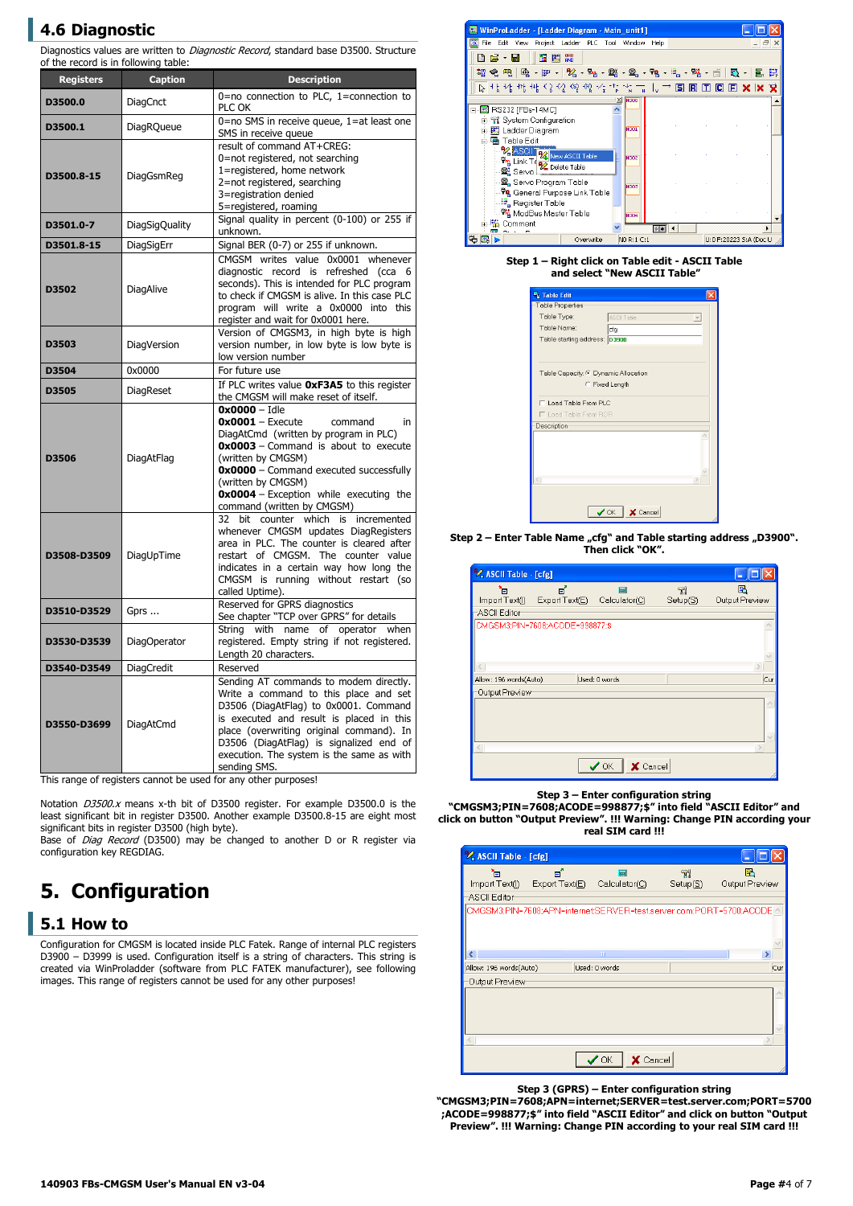## 4.6 Diagnostic

Diagnostics values are written to *Diagnostic Record*, standard base D3500. Structure of the record is in following table:

| Registers | Caption | Description |
|---|---|---|
| **D3500.0** | DiagCnct | 0=no connection to PLC, 1=connection to PLC OK |
| **D3500.1** | DiagRQueue | 0=no SMS in receive queue, 1=at least one SMS in receive queue |
| **D3500.8-15** | DiagGsmReg | result of command AT+CREG:<br>0=not registered, not searching<br>1=registered, home network<br>2=not registered, searching<br>3=registration denied<br>5=registered, roaming |
| **D3501.0-7** | DiagSigQuality | Signal quality in percent (0-100) or 255 if unknown. |
| **D3501.8-15** | DiagSigErr | Signal BER (0-7) or 255 if unknown. |
| **D3502** | DiagAlive | CMGSM writes value 0x0001 whenever diagnostic record is refreshed (cca 6 seconds). This is intended for PLC program to check if CMGSM is alive. In this case PLC program will write a 0x0000 into this register and wait for 0x0001 here. |
| **D3503** | DiagVersion | Version of CMGSM3, in high byte is high version number, in low byte is low version number |
| **D3504** | 0x0000 | For future use |
| **D3505** | DiagReset | If PLC writes value **0xF3A5** to this register the CMGSM will make reset of itself. |
| **D3506** | DiagAtFlag | **0x0000** – Idle<br>**0x0001** – Execute command in DiagAtCmd (written by program in PLC)<br>**0x0003** – Command is about to execute (written by CMGSM)<br>**0x0000** – Command executed successfully (written by CMGSM)<br>**0x0004** – Exception while executing the command (written by CMGSM) |
| **D3508-D3509** | DiagUpTime | 32 bit counter which is incremented whenever CMGSM updates DiagRegisters area in PLC. The counter is cleared after restart of CMGSM. The counter value indicates in a certain way how long the CMGSM is running without restart (so called Uptime). |
| **D3510-D3529** | Gprs ... | Reserved for GPRS diagnostics<br>See chapter "TCP over GPRS" for details |
| **D3530-D3539** | DiagOperator | String with name of operator when registered. Empty string if not registered. Length 20 characters. |
| **D3540-D3549** | DiagCredit | Reserved |
| **D3550-D3699** | DiagAtCmd | Sending AT commands to modem directly. Write a command to this place and set D3506 (DiagAtFlag) to 0x0001. Command is executed and result is placed in this place (overwriting original command). In D3506 (DiagAtFlag) is signalized end of execution. The system is the same as with sending SMS. |

This range of registers cannot be used for any other purposes!

Notation *D3500.x* means x-th bit of D3500 register. For example D3500.0 is the least significant bit in register D3500. Another example D3500.8-15 are eight most significant bits in register D3500 (high byte).
Base of *Diag Record* (D3500) may be changed to another D or R register via configuration key REGDIAG.

# 5. Configuration

## 5.1 How to

Configuration for CMGSM is located inside PLC Fatek. Range of internal PLC registers D3900 – D3999 is used. Configuration itself is a string of characters. This string is created via WinProladder (software from PLC FATEK manufacturer), see following images. This range of registers cannot be used for any other purposes!

**Step 1 – Right click on Table edit - ASCII Table and select "New ASCII Table"**

**Step 2 – Enter Table Name „cfg" and Table starting address „D3900". Then click "OK".**

**Step 3 – Enter configuration string "CMGSM3;PIN=7608;ACODE=998877;$" into field "ASCII Editor" and click on button "Output Preview". !!! Warning: Change PIN according your real SIM card !!!**

**Step 3 (GPRS) – Enter configuration string "CMGSM3;PIN=7608;APN=internet;SERVER=test.server.com;PORT=5700 ;ACODE=998877;$" into field "ASCII Editor" and click on button "Output Preview". !!! Warning: Change PIN according to your real SIM card !!!**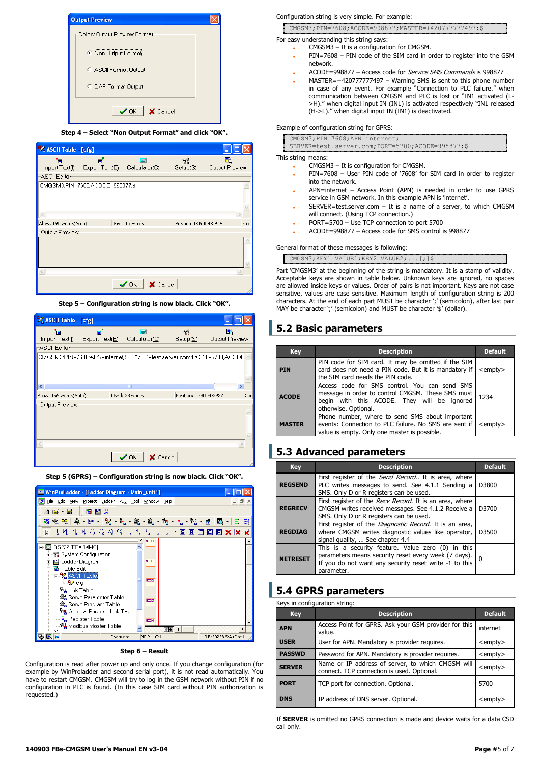Step 4 – Select "Non Output Format" and click "OK".

Step 5 – Configuration string is now black. Click "OK".

Step 5 (GPRS) – Configuration string is now black. Click "OK".

Step 6 – Result

Configuration is read after power up and only once. If you change configuration (for example by WinProladder and second serial port), it is not read automatically. You have to restart CMGSM. CMGSM will try to log in the GSM network without PIN if no configuration in PLC is found. (In this case SIM card without PIN authorization is requested.)

Configuration string is very simple. For example:

```
CMGSM3;PIN=7608;ACODE=998877;MASTER=+420777777497;$
```

For easy understanding this string says:

- CMGSM3 – It is a configuration for CMGSM.
- PIN=7608 – PIN code of the SIM card in order to register into the GSM network.
- ACODE=998877 – Access code for *Service SMS Commands* is 998877
- MASTER=+420777777497 – Warning SMS is sent to this phone number in case of any event. For example "Connection to PLC failure." when communication between CMGSM and PLC is lost or "IN1 activated (L->H)." when digital input IN (IN1) is activated respectively "IN1 released (H->L)." when digital input IN (IN1) is deactivated.

Example of configuration string for GPRS:

```
CMGSM3;PIN=7608;APN=internet;
SERVER=test.server.com;PORT=5700;ACODE=998877;$
```

This string means:

- CMGSM3 – It is configuration for CMGSM.
- PIN=7608 – User PIN code of '7608' for SIM card in order to register into the network.
- APN=internet – Access Point (APN) is needed in order to use GPRS service in GSM network. In this example APN is 'internet'.
- SERVER=test.server.com – It is a name of a server, to which CMGSM will connect. (Using TCP connection.)
- PORT=5700 – Use TCP connection to port 5700
- ACODE=998877 – Access code for SMS control is 998877

General format of these messages is following:

```
CMGSM3;KEY1=VALUE1;KEY2=VALUE2;...[;]$
```

Part 'CMGSM3' at the beginning of the string is mandatory. It is a stamp of validity. Acceptable keys are shown in table below. Unknown keys are ignored, no spaces are allowed inside keys or values. Order of pairs is not important. Keys are not case sensitive, values are case sensitive. Maximum length of configuration string is 200 characters. At the end of each part MUST be character ';' (semicolon), after last pair MAY be character ';' (semicolon) and MUST be character '$' (dollar).

## 5.2 Basic parameters

| Key | Description | Default |
|---|---|---|
| **PIN** | PIN code for SIM card. It may be omitted if the SIM card does not need a PIN code. But it is mandatory if the SIM card needs the PIN code. | <empty> |
| **ACODE** | Access code for SMS control. You can send SMS message in order to control CMGSM. These SMS must begin with this ACODE. They will be ignored otherwise. Optional. | 1234 |
| **MASTER** | Phone number, where to send SMS about important events: Connection to PLC failure. No SMS are sent if value is empty. Only one master is possible. | <empty> |

## 5.3 Advanced parameters

| Key | Description | Default |
|---|---|---|
| **REGSEND** | First register of the *Send Record.*. It is area, where PLC writes messages to send. See 4.1.1 Sending a SMS. Only D or R registers can be used. | D3800 |
| **REGRECV** | First register of the *Recv Record.* It is an area, where CMGSM writes received messages. See 4.1.2 Receive a SMS. Only D or R registers can be used. | D3700 |
| **REGDIAG** | First register of the *Diagnostic Record.* It is an area, where CMGSM writes diagnostic values like operator, signal quality, … See chapter 4.4 | D3500 |
| **NETRESET** | This is a security feature. Value zero (0) in this parameters means security reset every week (7 days). If you do not want any security reset write -1 to this parameter. | 0 |

## 5.4 GPRS parameters

Keys in configuration string:

| Key | Description | Default |
|---|---|---|
| **APN** | Access Point for GPRS. Ask your GSM provider for this value. | internet |
| **USER** | User for APN. Mandatory is provider requires. | <empty> |
| **PASSWD** | Password for APN. Mandatory is provider requires. | <empty> |
| **SERVER** | Name or IP address of server, to which CMGSM will connect. TCP connection is used. Optional. | <empty> |
| **PORT** | TCP port for connection. Optional. | 5700 |
| **DNS** | IP address of DNS server. Optional. | <empty> |

If **SERVER** is omitted no GPRS connection is made and device waits for a data CSD call only.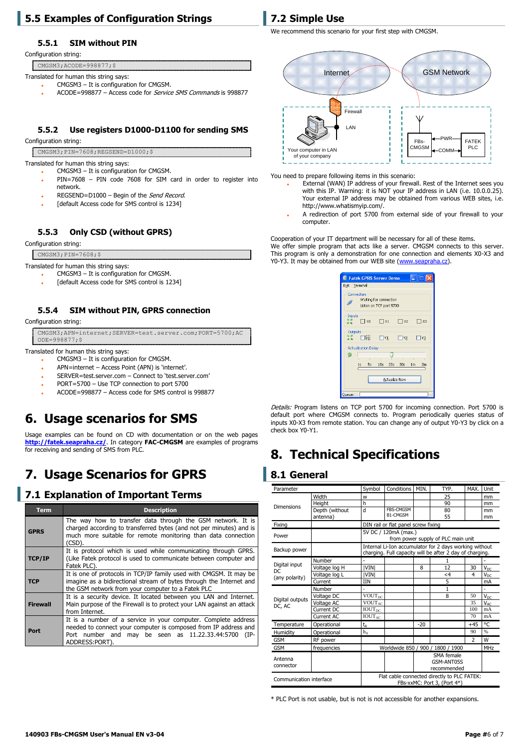## 5.5 Examples of Configuration Strings

### 5.5.1 SIM without PIN

Configuration string:

```
CMGSM3;ACODE=998877;$
```

Translated for human this string says:

- CMGSM3 – It is configuration for CMGSM.
- ACODE=998877 – Access code for *Service SMS Commands* is 998877

### 5.5.2 Use registers D1000-D1100 for sending SMS

Configuration string:

```
CMGSM3;PIN=7608;REGSEND=D1000;$
```

Translated for human this string says:

- CMGSM3 – It is configuration for CMGSM.
- PIN=7608 – PIN code 7608 for SIM card in order to register into network.
- REGSEND=D1000 – Begin of the *Send Record*.
- [default Access code for SMS control is 1234]

### 5.5.3 Only CSD (without GPRS)

Configuration string:

```
CMGSM3;PIN=7608;$
```

Translated for human this string says:

- CMGSM3 – It is configuration for CMGSM.
- [default Access code for SMS control is 1234]

### 5.5.4 SIM without PIN, GPRS connection

Configuration string:

```
CMGSM3;APN=internet;SERVER=test.server.com;PORT=5700;ACODE=998877;$
```

Translated for human this string says:

- CMGSM3 – It is configuration for CMGSM.
- APN=internet – Access Point (APN) is 'internet'.
- SERVER=test.server.com – Connect to 'test.server.com'
- PORT=5700 – Use TCP connection to port 5700
- ACODE=998877 – Access code for SMS control is 998877

# 6. Usage scenarios for SMS

Usage examples can be found on CD with documentation or on the web pages **http://fatek.seapraha.cz/**. In category **FAC-CMGSM** are examples of programs for receiving and sending of SMS from PLC.

# 7. Usage Scenarios for GPRS

## 7.1 Explanation of Important Terms

| Term | Description |
|---|---|
| **GPRS** | The way how to transfer data through the GSM network. It is charged according to transferred bytes (and not per minutes) and is much more suitable for remote monitoring than data connection (CSD). |
| **TCP/IP** | It is protocol which is used while communicating through GPRS. (Like Fatek protocol is used to communicate between computer and Fatek PLC). |
| **TCP** | It is one of protocols in TCP/IP family used with CMGSM. It may be imagine as a bidirectional stream of bytes through the Internet and the GSM network from your computer to a Fatek PLC |
| **Firewall** | It is a security device. It located between you LAN and Internet. Main purpose of the Firewall is to protect your LAN against an attack from Internet. |
| **Port** | It is a number of a service in your computer. Complete address needed to connect your computer is composed from IP address and Port number and may be seen as 11.22.33.44:5700 (IP-ADDRESS:PORT). |

## 7.2 Simple Use

We recommend this scenario for your first step with CMGSM.

Internet — GSM Network — Firewall — LAN — Your computer in LAN of your company — FBS-CMGSM — PWR — COMM — FATEK PLC

You need to prepare following items in this scenario:

- External (WAN) IP address of your firewall. Rest of the Internet sees you with this IP. Warning: it is NOT your IP address in LAN (i.e. 10.0.0.25). Your external IP address may be obtained from various WEB sites, i.e. http://www.whatismyip.com/.
- A redirection of port 5700 from external side of your firewall to your computer.

Cooperation of your IT department will be necessary for all of these items.
We offer simple program that acts like a server. CMGSM connects to this server. This program is only a demonstration for one connection and elements X0-X3 and Y0-Y3. It may be obtained from our WEB site (www.seapraha.cz).

Fatek GPRS Server Demo — Exit Terminal — Connection: Waiting for connection, Listen on TCP port 5700 — Inputs: X0 X1 X2 X3 — Outputs: Y0 Y1 Y2 Y3 — Actualization Delay: 1s 5s 10s 20s 30s 1m 2m — Actualize Now — Queue:

*Details:* Program listens on TCP port 5700 for incoming connection. Port 5700 is default port where CMGSM connects to. Program periodically queries status of inputs X0-X3 from remote station. You can change any of output Y0-Y3 by click on a check box Y0-Y1.

# 8. Technical Specifications

## 8.1 General

| Parameter | | Symbol | Conditions | MIN. | TYP. | MAX. | Unit |
|---|---|---|---|---|---|---|---|
| Dimensions | Width | w | | | 25 | | mm |
| | Height | h | | | 90 | | mm |
| | Depth (without antenna) | d | FBS-CMGSM | | 80 | | mm |
| | | | B1-CMGSM | | 55 | | mm |
| Fixing | | DIN rail or flat panel screw fixing | | | | | |
| Power | | 5V DC / 120mA (max.) from power supply of PLC main unit | | | | | |
| Backup power | | Internal Li-Ion accumulator for 2 days working without charging. Full capacity will be after 2 day of charging. | | | | | |
| Digital input DC (any polarity) | Number | - | | | 1 | | - |
| | Voltage log H | \|VIN\| | | 8 | 12 | 30 | $V_{DC}$ |
| | Voltage log L | \|VIN\| | | | <4 | 4 | $V_{DC}$ |
| | Current | IIN | | | 5 | | mA |
| Digital outputs DC, AC | Number | - | | | 1 | | - |
| | Voltage DC | $VOUT_{DC}$ | | | 8 | 50 | $V_{DC}$ |
| | Voltage AC | $VOUT_{AC}$ | | | | 35 | $V_{AC}$ |
| | Current DC | $IOUT_{DC}$ | | | | 100 | mA |
| | Current AC | $IOUT_{AC}$ | | | | 70 | mA |
| Temperature | Operational | $t_A$ | | -20 | | +45 | °C |
| Humidity | Operational | $h_A$ | | | | 90 | % |
| GSM | RF power | | | | | 2 | W |
| GSM | frequencies | | Worldwide 850 / 900 / 1800 / 1900 | | | | MHz |
| Antenna connector | | | | | SMA female GSM-ANT05S recommended | | |
| Communication interface | | Flat cable connected directly to PLC FATEK: FBs-xxMC: Port 3, (Port 4*) | | | | | |

\* PLC Port is not usable, but is not is not accessible for another expansions.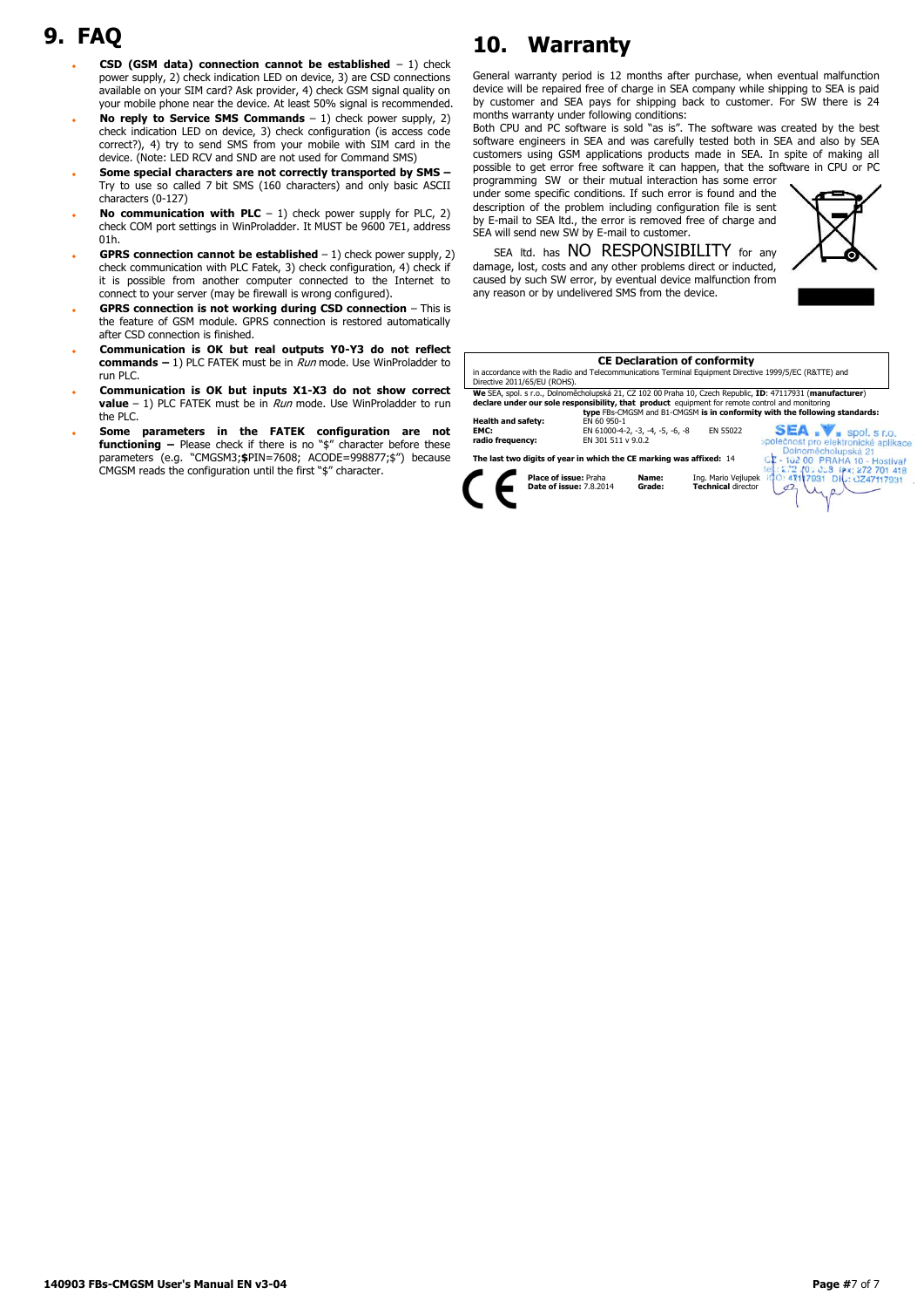# 9. FAQ

- **CSD (GSM data) connection cannot be established** – 1) check power supply, 2) check indication LED on device, 3) are CSD connections available on your SIM card? Ask provider, 4) check GSM signal quality on your mobile phone near the device. At least 50% signal is recommended.
- **No reply to Service SMS Commands** – 1) check power supply, 2) check indication LED on device, 3) check configuration (is access code correct?), 4) try to send SMS from your mobile with SIM card in the device. (Note: LED RCV and SND are not used for Command SMS)
- **Some special characters are not correctly transported by SMS –** Try to use so called 7 bit SMS (160 characters) and only basic ASCII characters (0-127)
- **No communication with PLC** – 1) check power supply for PLC, 2) check COM port settings in WinProladder. It MUST be 9600 7E1, address 01h.
- **GPRS connection cannot be established** – 1) check power supply, 2) check communication with PLC Fatek, 3) check configuration, 4) check if it is possible from another computer connected to the Internet to connect to your server (may be firewall is wrong configured).
- **GPRS connection is not working during CSD connection** – This is the feature of GSM module. GPRS connection is restored automatically after CSD connection is finished.
- **Communication is OK but real outputs Y0-Y3 do not reflect commands –** 1) PLC FATEK must be in *Run* mode. Use WinProladder to run PLC.
- **Communication is OK but inputs X1-X3 do not show correct value** – 1) PLC FATEK must be in *Run* mode. Use WinProladder to run the PLC.
- **Some parameters in the FATEK configuration are not functioning –** Please check if there is no "$" character before these parameters (e.g. "CMGSM3;**$**PIN=7608; ACODE=998877;$") because CMGSM reads the configuration until the first "$" character.

# 10. Warranty

General warranty period is 12 months after purchase, when eventual malfunction device will be repaired free of charge in SEA company while shipping to SEA is paid by customer and SEA pays for shipping back to customer. For SW there is 24 months warranty under following conditions:

Both CPU and PC software is sold "as is". The software was created by the best software engineers in SEA and was carefully tested both in SEA and also by SEA customers using GSM applications products made in SEA. In spite of making all possible to get error free software it can happen, that the software in CPU or PC programming SW or their mutual interaction has some error under some specific conditions. If such error is found and the description of the problem including configuration file is sent by E-mail to SEA ltd., the error is removed free of charge and SEA will send new SW by E-mail to customer.

SEA ltd. has NO RESPONSIBILITY for any damage, lost, costs and any other problems direct or inducted, caused by such SW error, by eventual device malfunction from any reason or by undelivered SMS from the device.

**CE Declaration of conformity**

in accordance with the Radio and Telecommunications Terminal Equipment Directive 1999/5/EC (R&TTE) and Directive 2011/65/EU (ROHS).

**We** SEA, spol. s r.o., Dolnoměcholupská 21, CZ 102 00 Praha 10, Czech Republic, **ID**: 47117931 (**manufacturer**) **declare under our sole responsibility, that product** equipment for remote control and monitoring **type** FBs-CMGSM and B1-CMGSM **is in conformity with the following standards:**

**Health and safety:** EN 60 950-1
**EMC:** EN 61000-4-2, -3, -4, -5, -6, -8 EN 55022
**radio frequency:** EN 301 511 v 9.0.2

**The last two digits of year in which the CE marking was affixed:** 14

**Place of issue:** Praha
**Date of issue:** 7.8.2014
**Name:** Ing. Mario Vejlupek
**Grade:** **Technical** director

SEA spol. s r.o.
společnost pro elektronické aplikace
Dolnoměcholupská 21
CZ - 102 00 PRAHA 10 - Hostivař
tel.: 272 701 003 fax: 272 701 418
IČO: 47117931 DIČ: CZ47117931